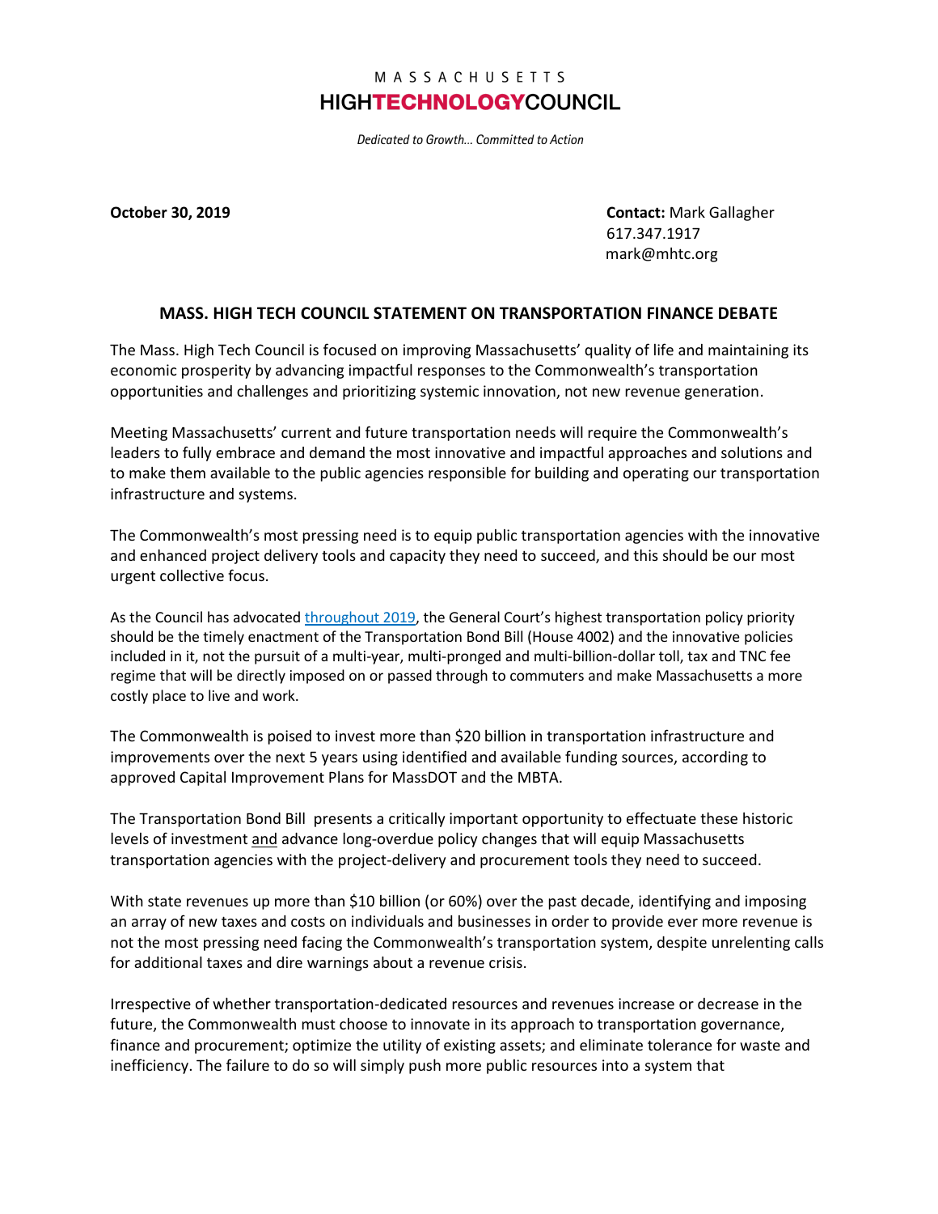MASSACHUSETTS

**HIGHTECHNOLOGYCOUNCIL**

*Dedicated to Growth… Committed to Action*

**October 30, 2019**

**Contact:** Mark Gallagher
617.347.1917
mark@mhtc.org

## MASS. HIGH TECH COUNCIL STATEMENT ON TRANSPORTATION FINANCE DEBATE

The Mass. High Tech Council is focused on improving Massachusetts' quality of life and maintaining its economic prosperity by advancing impactful responses to the Commonwealth's transportation opportunities and challenges and prioritizing systemic innovation, not new revenue generation.

Meeting Massachusetts' current and future transportation needs will require the Commonwealth's leaders to fully embrace and demand the most innovative and impactful approaches and solutions and to make them available to the public agencies responsible for building and operating our transportation infrastructure and systems.

The Commonwealth's most pressing need is to equip public transportation agencies with the innovative and enhanced project delivery tools and capacity they need to succeed, and this should be our most urgent collective focus.

As the Council has advocated throughout 2019, the General Court's highest transportation policy priority should be the timely enactment of the Transportation Bond Bill (House 4002) and the innovative policies included in it, not the pursuit of a multi-year, multi-pronged and multi-billion-dollar toll, tax and TNC fee regime that will be directly imposed on or passed through to commuters and make Massachusetts a more costly place to live and work.

The Commonwealth is poised to invest more than $20 billion in transportation infrastructure and improvements over the next 5 years using identified and available funding sources, according to approved Capital Improvement Plans for MassDOT and the MBTA.

The Transportation Bond Bill presents a critically important opportunity to effectuate these historic levels of investment and advance long-overdue policy changes that will equip Massachusetts transportation agencies with the project-delivery and procurement tools they need to succeed.

With state revenues up more than $10 billion (or 60%) over the past decade, identifying and imposing an array of new taxes and costs on individuals and businesses in order to provide ever more revenue is not the most pressing need facing the Commonwealth's transportation system, despite unrelenting calls for additional taxes and dire warnings about a revenue crisis.

Irrespective of whether transportation-dedicated resources and revenues increase or decrease in the future, the Commonwealth must choose to innovate in its approach to transportation governance, finance and procurement; optimize the utility of existing assets; and eliminate tolerance for waste and inefficiency. The failure to do so will simply push more public resources into a system that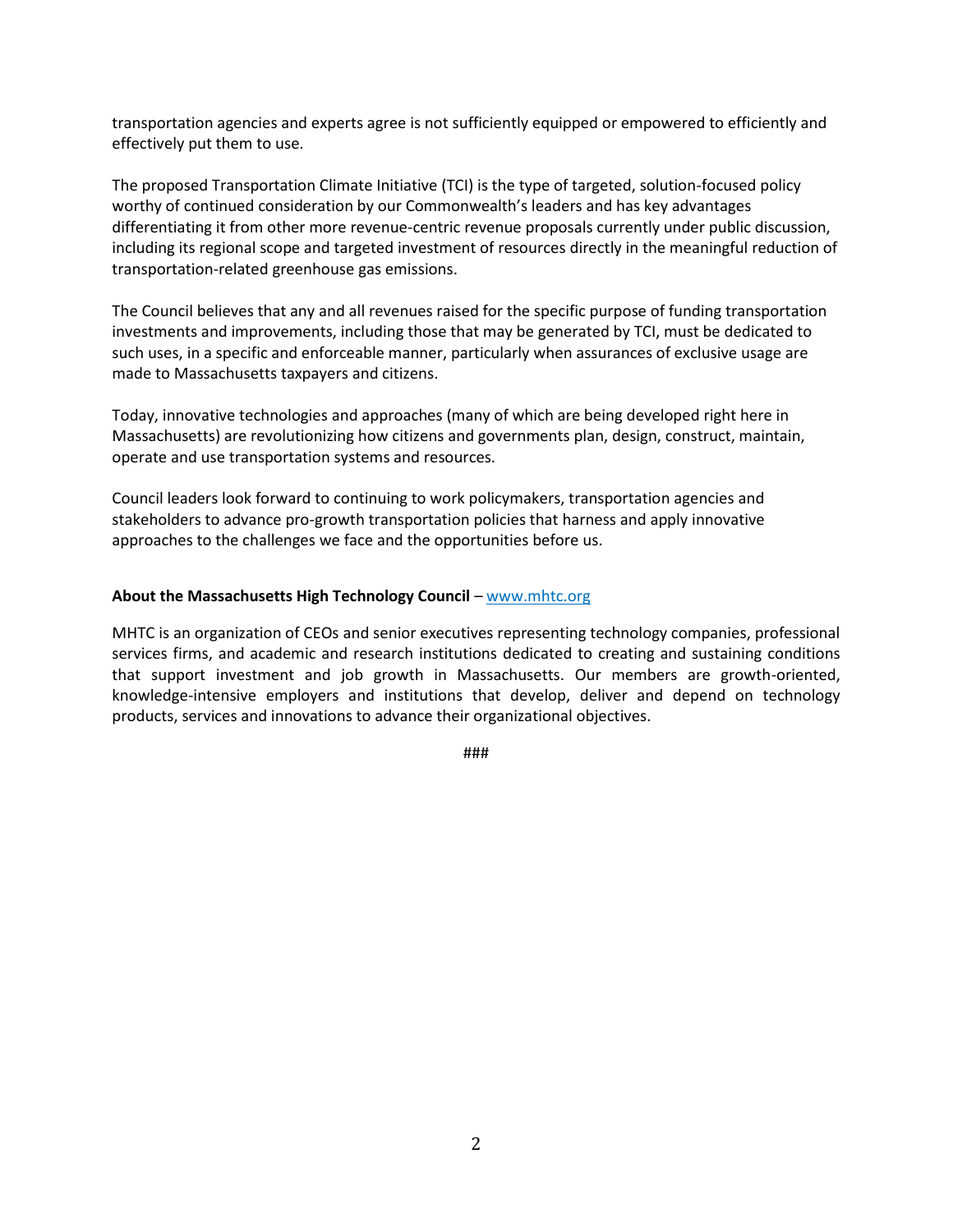transportation agencies and experts agree is not sufficiently equipped or empowered to efficiently and effectively put them to use.

The proposed Transportation Climate Initiative (TCI) is the type of targeted, solution-focused policy worthy of continued consideration by our Commonwealth's leaders and has key advantages differentiating it from other more revenue-centric revenue proposals currently under public discussion, including its regional scope and targeted investment of resources directly in the meaningful reduction of transportation-related greenhouse gas emissions.

The Council believes that any and all revenues raised for the specific purpose of funding transportation investments and improvements, including those that may be generated by TCI, must be dedicated to such uses, in a specific and enforceable manner, particularly when assurances of exclusive usage are made to Massachusetts taxpayers and citizens.

Today, innovative technologies and approaches (many of which are being developed right here in Massachusetts) are revolutionizing how citizens and governments plan, design, construct, maintain, operate and use transportation systems and resources.

Council leaders look forward to continuing to work policymakers, transportation agencies and stakeholders to advance pro-growth transportation policies that harness and apply innovative approaches to the challenges we face and the opportunities before us.

**About the Massachusetts High Technology Council** – www.mhtc.org

MHTC is an organization of CEOs and senior executives representing technology companies, professional services firms, and academic and research institutions dedicated to creating and sustaining conditions that support investment and job growth in Massachusetts. Our members are growth-oriented, knowledge-intensive employers and institutions that develop, deliver and depend on technology products, services and innovations to advance their organizational objectives.

###